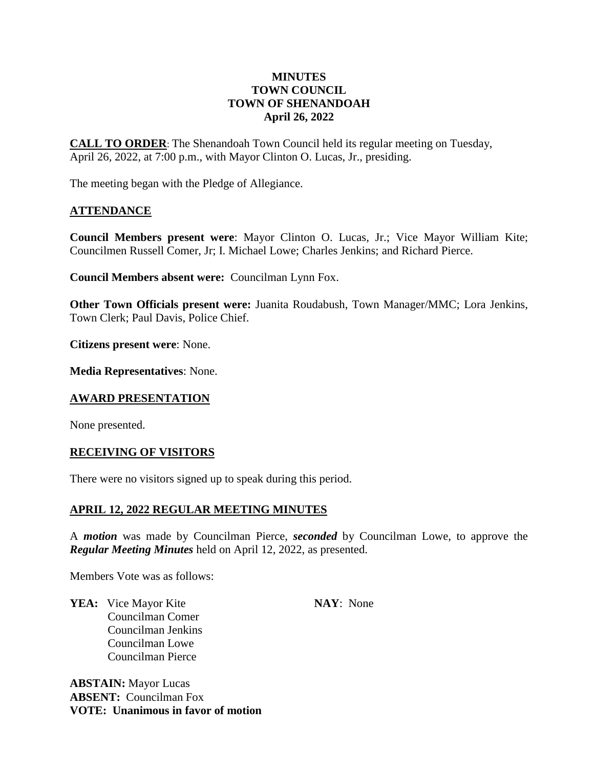# MINUTES
# TOWN COUNCIL
# TOWN OF SHENANDOAH
# April 26, 2022

**CALL TO ORDER**: The Shenandoah Town Council held its regular meeting on Tuesday, April 26, 2022, at 7:00 p.m., with Mayor Clinton O. Lucas, Jr., presiding.

The meeting began with the Pledge of Allegiance.

## ATTENDANCE

**Council Members present were**: Mayor Clinton O. Lucas, Jr.; Vice Mayor William Kite; Councilmen Russell Comer, Jr; I. Michael Lowe; Charles Jenkins; and Richard Pierce.

**Council Members absent were:** Councilman Lynn Fox.

**Other Town Officials present were:** Juanita Roudabush, Town Manager/MMC; Lora Jenkins, Town Clerk; Paul Davis, Police Chief.

**Citizens present were**: None.

**Media Representatives**: None.

## AWARD PRESENTATION

None presented.

## RECEIVING OF VISITORS

There were no visitors signed up to speak during this period.

## APRIL 12, 2022 REGULAR MEETING MINUTES

A ***motion*** was made by Councilman Pierce, ***seconded*** by Councilman Lowe, to approve the ***Regular Meeting Minutes*** held on April 12, 2022, as presented.

Members Vote was as follows:

**YEA:** Vice Mayor Kite
Councilman Comer
Councilman Jenkins
Councilman Lowe
Councilman Pierce

**NAY**: None

**ABSTAIN:** Mayor Lucas
**ABSENT:** Councilman Fox
**VOTE: Unanimous in favor of motion**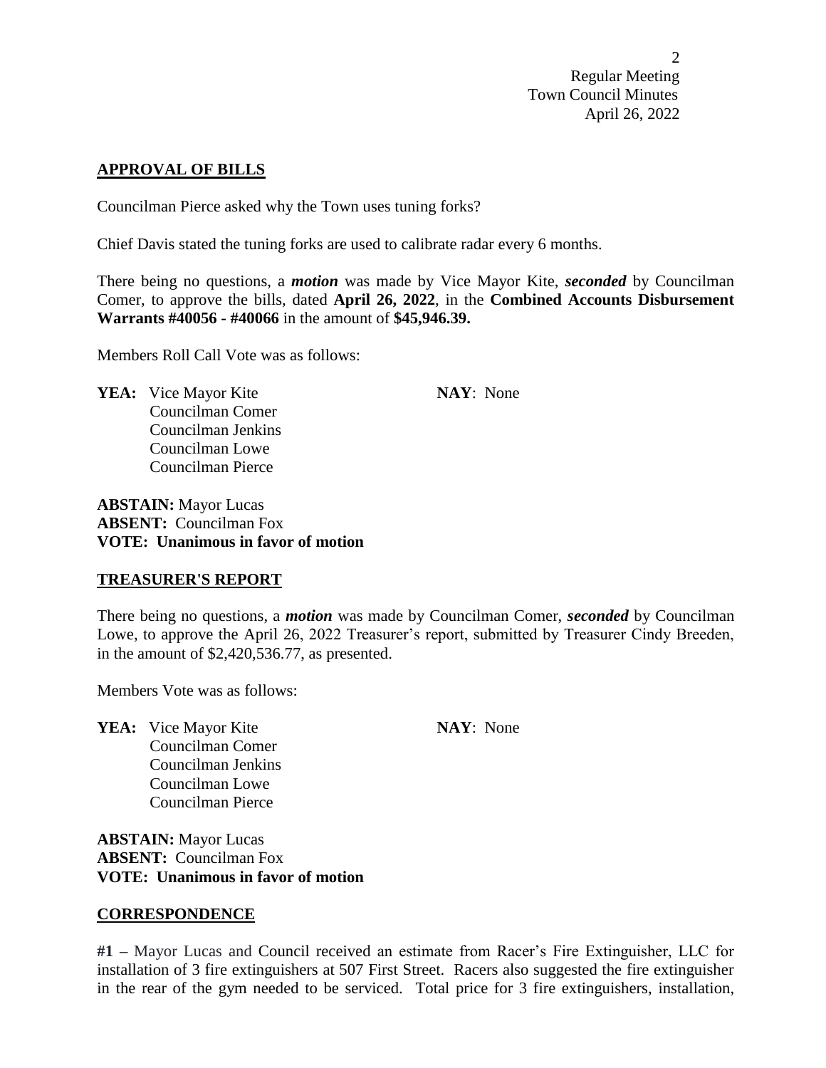## APPROVAL OF BILLS

Councilman Pierce asked why the Town uses tuning forks?

Chief Davis stated the tuning forks are used to calibrate radar every 6 months.

There being no questions, a ***motion*** was made by Vice Mayor Kite, ***seconded*** by Councilman Comer, to approve the bills, dated **April 26, 2022**, in the **Combined Accounts Disbursement Warrants #40056 - #40066** in the amount of **$45,946.39.**

Members Roll Call Vote was as follows:

**YEA:** Vice Mayor Kite
Councilman Comer
Councilman Jenkins
Councilman Lowe
Councilman Pierce

**NAY**: None

**ABSTAIN:** Mayor Lucas
**ABSENT:** Councilman Fox
**VOTE: Unanimous in favor of motion**

## TREASURER'S REPORT

There being no questions, a ***motion*** was made by Councilman Comer, ***seconded*** by Councilman Lowe, to approve the April 26, 2022 Treasurer's report, submitted by Treasurer Cindy Breeden, in the amount of $2,420,536.77, as presented.

Members Vote was as follows:

**YEA:** Vice Mayor Kite
Councilman Comer
Councilman Jenkins
Councilman Lowe
Councilman Pierce

**NAY**: None

**ABSTAIN:** Mayor Lucas
**ABSENT:** Councilman Fox
**VOTE: Unanimous in favor of motion**

## CORRESPONDENCE

**#1 –** Mayor Lucas and Council received an estimate from Racer's Fire Extinguisher, LLC for installation of 3 fire extinguishers at 507 First Street. Racers also suggested the fire extinguisher in the rear of the gym needed to be serviced. Total price for 3 fire extinguishers, installation,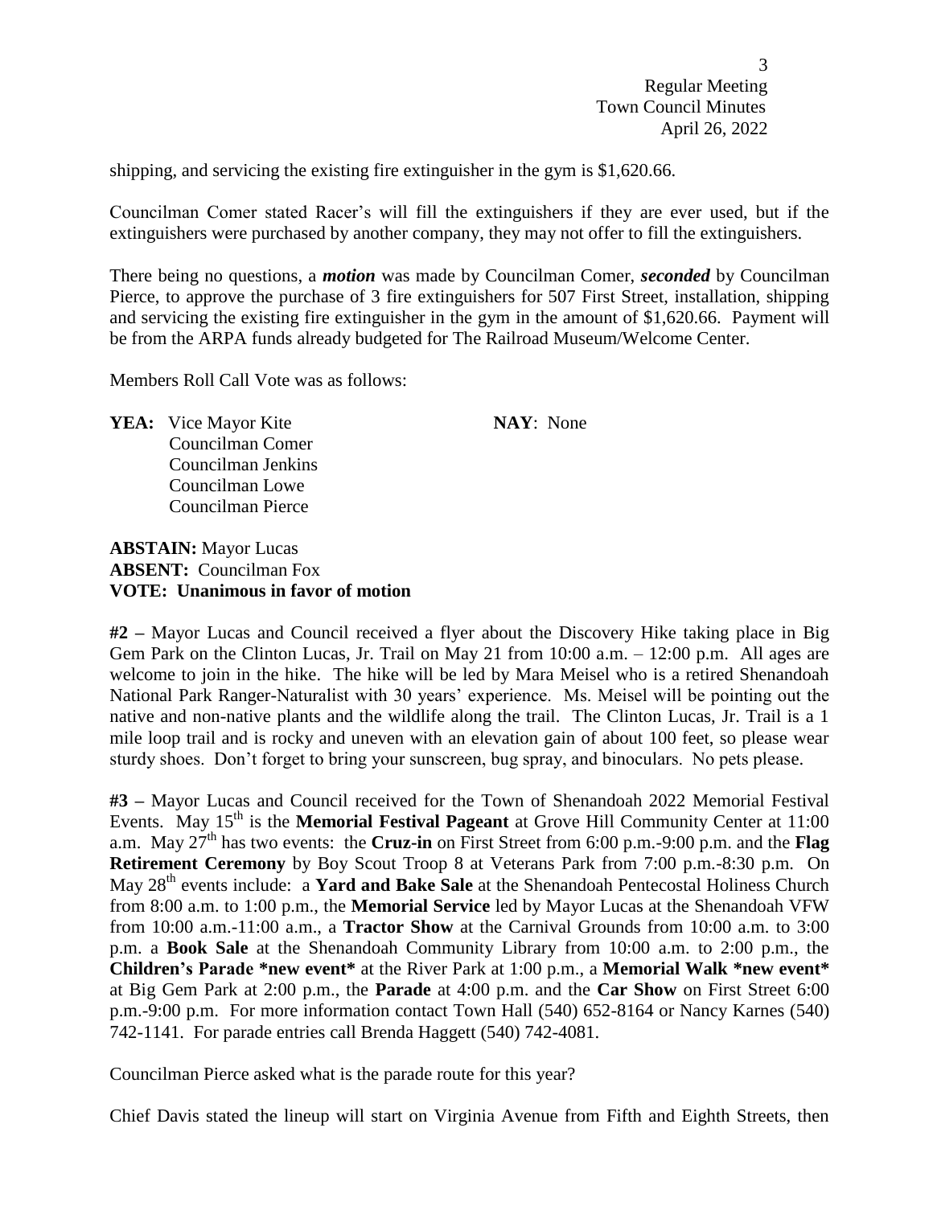shipping, and servicing the existing fire extinguisher in the gym is $1,620.66.

Councilman Comer stated Racer's will fill the extinguishers if they are ever used, but if the extinguishers were purchased by another company, they may not offer to fill the extinguishers.

There being no questions, a ***motion*** was made by Councilman Comer, ***seconded*** by Councilman Pierce, to approve the purchase of 3 fire extinguishers for 507 First Street, installation, shipping and servicing the existing fire extinguisher in the gym in the amount of $1,620.66. Payment will be from the ARPA funds already budgeted for The Railroad Museum/Welcome Center.

Members Roll Call Vote was as follows:

**YEA:** Vice Mayor Kite
Councilman Comer
Councilman Jenkins
Councilman Lowe
Councilman Pierce

**NAY**: None

**ABSTAIN:** Mayor Lucas
**ABSENT:** Councilman Fox
**VOTE: Unanimous in favor of motion**

**#2 –** Mayor Lucas and Council received a flyer about the Discovery Hike taking place in Big Gem Park on the Clinton Lucas, Jr. Trail on May 21 from 10:00 a.m. – 12:00 p.m. All ages are welcome to join in the hike. The hike will be led by Mara Meisel who is a retired Shenandoah National Park Ranger-Naturalist with 30 years' experience. Ms. Meisel will be pointing out the native and non-native plants and the wildlife along the trail. The Clinton Lucas, Jr. Trail is a 1 mile loop trail and is rocky and uneven with an elevation gain of about 100 feet, so please wear sturdy shoes. Don't forget to bring your sunscreen, bug spray, and binoculars. No pets please.

**#3 –** Mayor Lucas and Council received for the Town of Shenandoah 2022 Memorial Festival Events. May 15th is the **Memorial Festival Pageant** at Grove Hill Community Center at 11:00 a.m. May 27th has two events: the **Cruz-in** on First Street from 6:00 p.m.-9:00 p.m. and the **Flag Retirement Ceremony** by Boy Scout Troop 8 at Veterans Park from 7:00 p.m.-8:30 p.m. On May 28th events include: a **Yard and Bake Sale** at the Shenandoah Pentecostal Holiness Church from 8:00 a.m. to 1:00 p.m., the **Memorial Service** led by Mayor Lucas at the Shenandoah VFW from 10:00 a.m.-11:00 a.m., a **Tractor Show** at the Carnival Grounds from 10:00 a.m. to 3:00 p.m. a **Book Sale** at the Shenandoah Community Library from 10:00 a.m. to 2:00 p.m., the **Children's Parade *new event*** at the River Park at 1:00 p.m., a **Memorial Walk *new event*** at Big Gem Park at 2:00 p.m., the **Parade** at 4:00 p.m. and the **Car Show** on First Street 6:00 p.m.-9:00 p.m. For more information contact Town Hall (540) 652-8164 or Nancy Karnes (540) 742-1141. For parade entries call Brenda Haggett (540) 742-4081.

Councilman Pierce asked what is the parade route for this year?

Chief Davis stated the lineup will start on Virginia Avenue from Fifth and Eighth Streets, then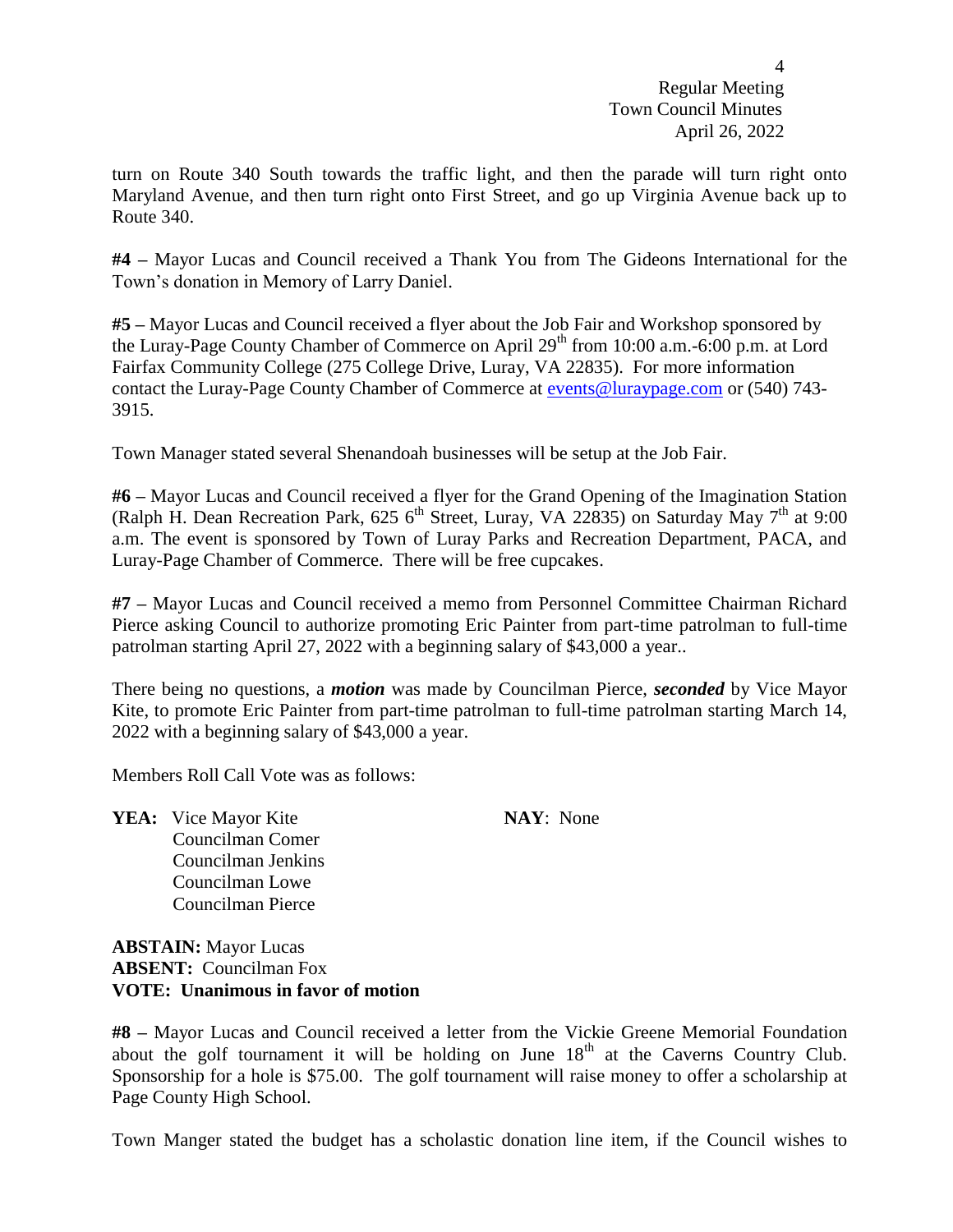turn on Route 340 South towards the traffic light, and then the parade will turn right onto Maryland Avenue, and then turn right onto First Street, and go up Virginia Avenue back up to Route 340.

**#4 –** Mayor Lucas and Council received a Thank You from The Gideons International for the Town's donation in Memory of Larry Daniel.

**#5 –** Mayor Lucas and Council received a flyer about the Job Fair and Workshop sponsored by the Luray-Page County Chamber of Commerce on April 29th from 10:00 a.m.-6:00 p.m. at Lord Fairfax Community College (275 College Drive, Luray, VA 22835). For more information contact the Luray-Page County Chamber of Commerce at events@luraypage.com or (540) 743-3915.

Town Manager stated several Shenandoah businesses will be setup at the Job Fair.

**#6 –** Mayor Lucas and Council received a flyer for the Grand Opening of the Imagination Station (Ralph H. Dean Recreation Park, 625 6th Street, Luray, VA 22835) on Saturday May 7th at 9:00 a.m. The event is sponsored by Town of Luray Parks and Recreation Department, PACA, and Luray-Page Chamber of Commerce. There will be free cupcakes.

**#7 –** Mayor Lucas and Council received a memo from Personnel Committee Chairman Richard Pierce asking Council to authorize promoting Eric Painter from part-time patrolman to full-time patrolman starting April 27, 2022 with a beginning salary of $43,000 a year..

There being no questions, a ***motion*** was made by Councilman Pierce, ***seconded*** by Vice Mayor Kite, to promote Eric Painter from part-time patrolman to full-time patrolman starting March 14, 2022 with a beginning salary of $43,000 a year.

Members Roll Call Vote was as follows:

**YEA:** Vice Mayor Kite
Councilman Comer
Councilman Jenkins
Councilman Lowe
Councilman Pierce

**NAY**: None

**ABSTAIN:** Mayor Lucas
**ABSENT:** Councilman Fox
**VOTE: Unanimous in favor of motion**

**#8 –** Mayor Lucas and Council received a letter from the Vickie Greene Memorial Foundation about the golf tournament it will be holding on June 18th at the Caverns Country Club. Sponsorship for a hole is $75.00. The golf tournament will raise money to offer a scholarship at Page County High School.

Town Manger stated the budget has a scholastic donation line item, if the Council wishes to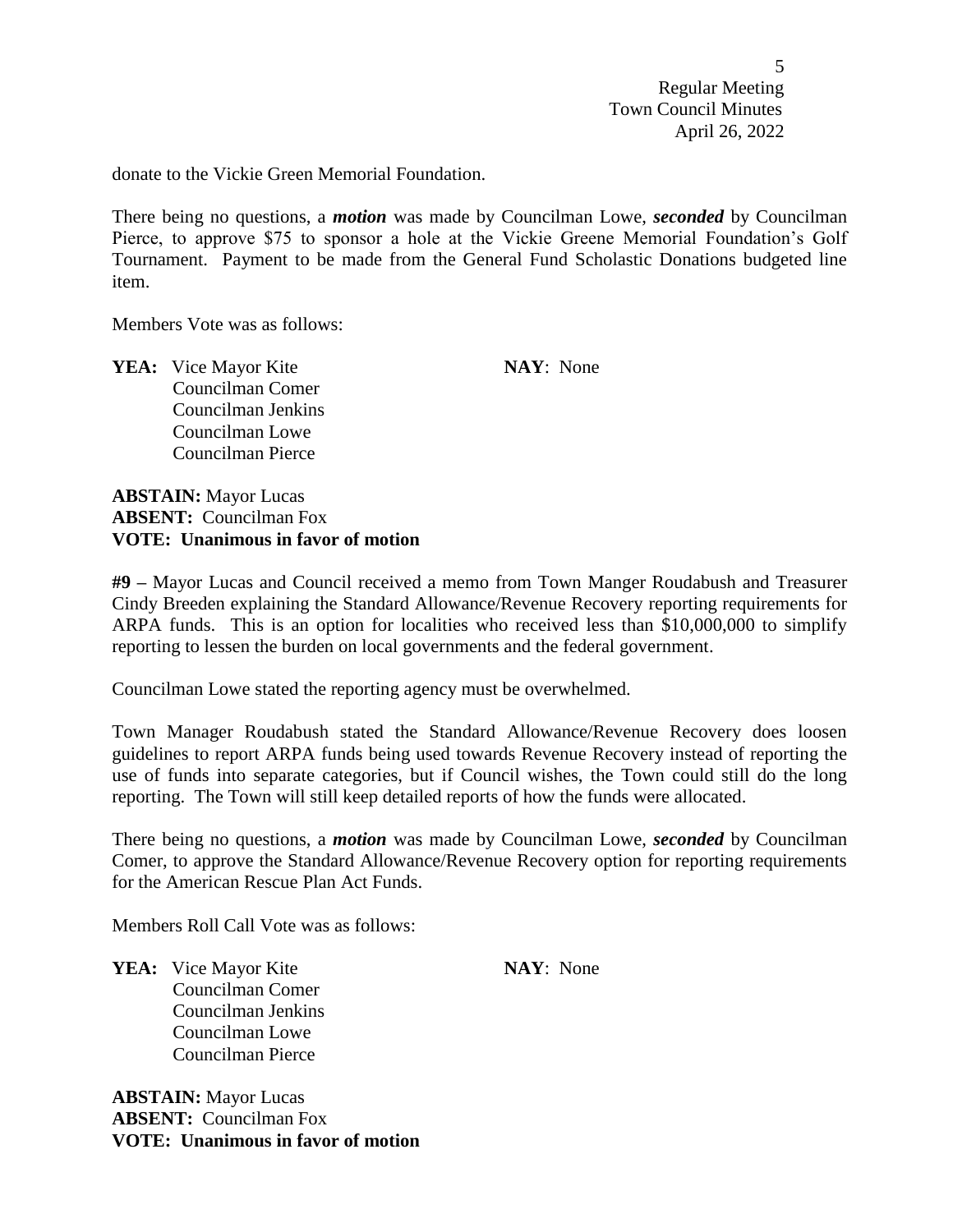donate to the Vickie Green Memorial Foundation.

There being no questions, a ***motion*** was made by Councilman Lowe, ***seconded*** by Councilman Pierce, to approve $75 to sponsor a hole at the Vickie Greene Memorial Foundation's Golf Tournament. Payment to be made from the General Fund Scholastic Donations budgeted line item.

Members Vote was as follows:

**YEA:** Vice Mayor Kite
Councilman Comer
Councilman Jenkins
Councilman Lowe
Councilman Pierce

**NAY**: None

**ABSTAIN:** Mayor Lucas
**ABSENT:** Councilman Fox
**VOTE: Unanimous in favor of motion**

**#9 –** Mayor Lucas and Council received a memo from Town Manger Roudabush and Treasurer Cindy Breeden explaining the Standard Allowance/Revenue Recovery reporting requirements for ARPA funds. This is an option for localities who received less than $10,000,000 to simplify reporting to lessen the burden on local governments and the federal government.

Councilman Lowe stated the reporting agency must be overwhelmed.

Town Manager Roudabush stated the Standard Allowance/Revenue Recovery does loosen guidelines to report ARPA funds being used towards Revenue Recovery instead of reporting the use of funds into separate categories, but if Council wishes, the Town could still do the long reporting. The Town will still keep detailed reports of how the funds were allocated.

There being no questions, a ***motion*** was made by Councilman Lowe, ***seconded*** by Councilman Comer, to approve the Standard Allowance/Revenue Recovery option for reporting requirements for the American Rescue Plan Act Funds.

Members Roll Call Vote was as follows:

**YEA:** Vice Mayor Kite
Councilman Comer
Councilman Jenkins
Councilman Lowe
Councilman Pierce

**NAY**: None

**ABSTAIN:** Mayor Lucas
**ABSENT:** Councilman Fox
**VOTE: Unanimous in favor of motion**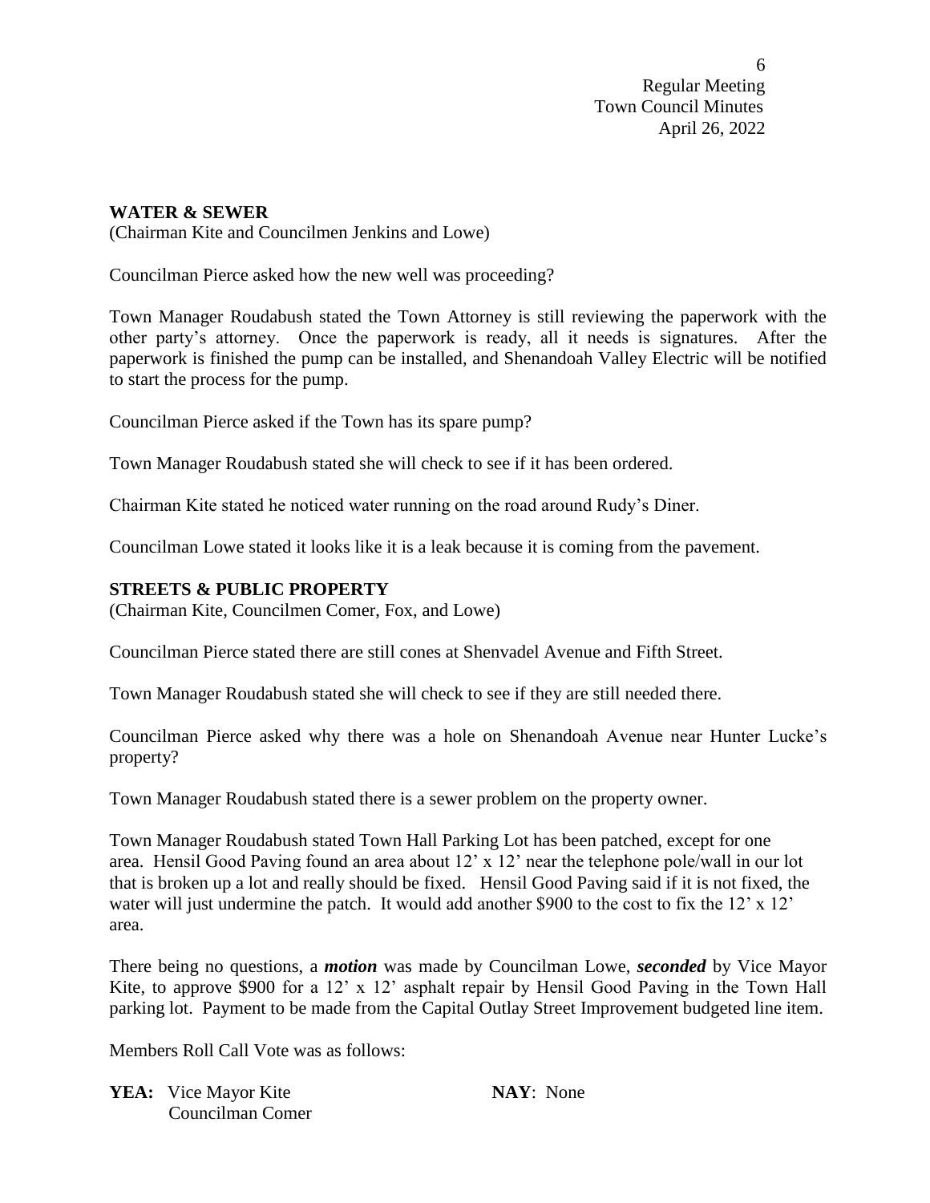## WATER & SEWER

(Chairman Kite and Councilmen Jenkins and Lowe)

Councilman Pierce asked how the new well was proceeding?

Town Manager Roudabush stated the Town Attorney is still reviewing the paperwork with the other party's attorney. Once the paperwork is ready, all it needs is signatures. After the paperwork is finished the pump can be installed, and Shenandoah Valley Electric will be notified to start the process for the pump.

Councilman Pierce asked if the Town has its spare pump?

Town Manager Roudabush stated she will check to see if it has been ordered.

Chairman Kite stated he noticed water running on the road around Rudy's Diner.

Councilman Lowe stated it looks like it is a leak because it is coming from the pavement.

## STREETS & PUBLIC PROPERTY

(Chairman Kite, Councilmen Comer, Fox, and Lowe)

Councilman Pierce stated there are still cones at Shenvadel Avenue and Fifth Street.

Town Manager Roudabush stated she will check to see if they are still needed there.

Councilman Pierce asked why there was a hole on Shenandoah Avenue near Hunter Lucke's property?

Town Manager Roudabush stated there is a sewer problem on the property owner.

Town Manager Roudabush stated Town Hall Parking Lot has been patched, except for one area. Hensil Good Paving found an area about 12' x 12' near the telephone pole/wall in our lot that is broken up a lot and really should be fixed. Hensil Good Paving said if it is not fixed, the water will just undermine the patch. It would add another $900 to the cost to fix the 12' x 12' area.

There being no questions, a ***motion*** was made by Councilman Lowe, ***seconded*** by Vice Mayor Kite, to approve $900 for a 12' x 12' asphalt repair by Hensil Good Paving in the Town Hall parking lot. Payment to be made from the Capital Outlay Street Improvement budgeted line item.

Members Roll Call Vote was as follows:

**YEA:** Vice Mayor Kite
Councilman Comer

**NAY**: None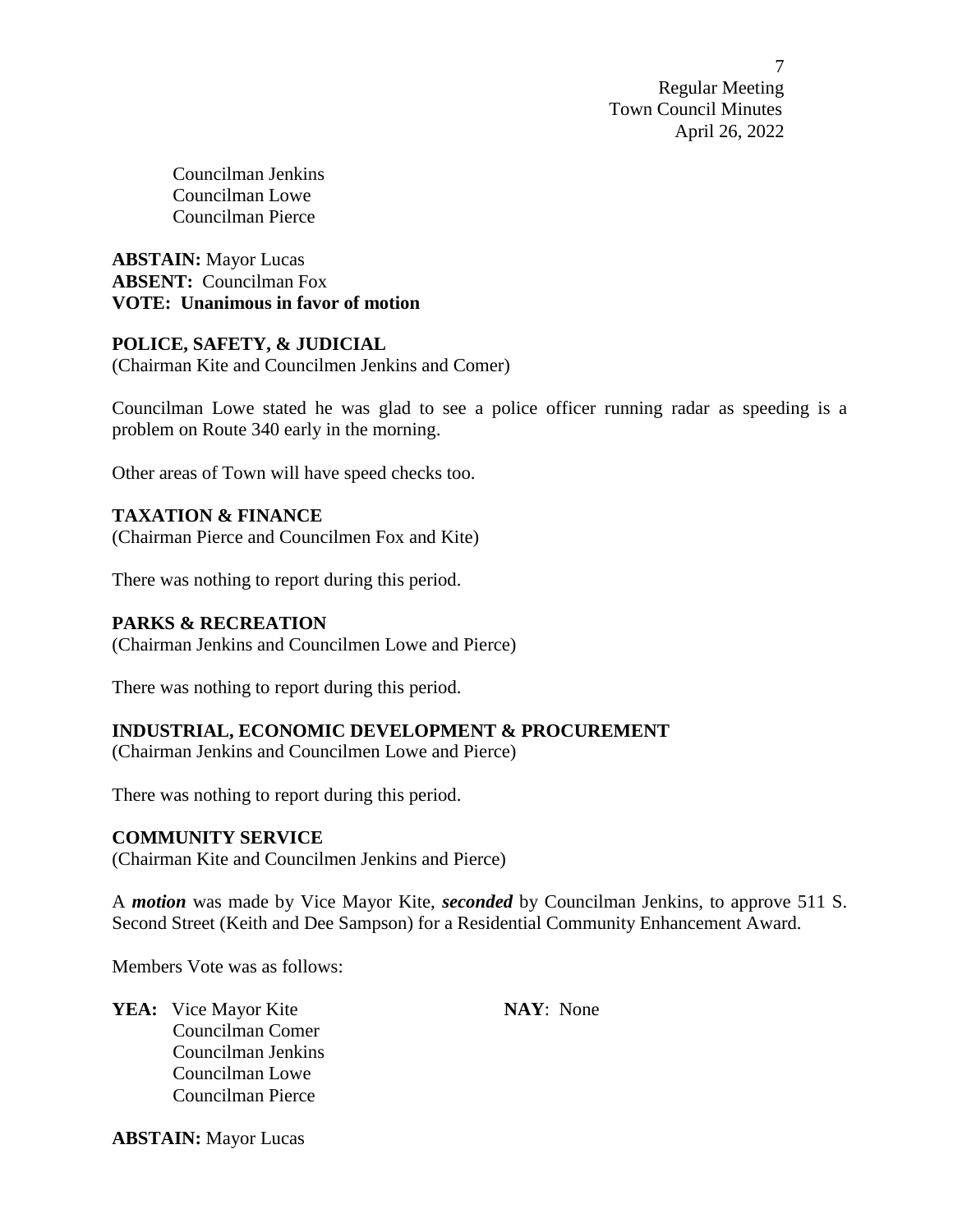Councilman Jenkins
Councilman Lowe
Councilman Pierce

**ABSTAIN:** Mayor Lucas
**ABSENT:** Councilman Fox
**VOTE: Unanimous in favor of motion**

**POLICE, SAFETY, & JUDICIAL**
(Chairman Kite and Councilmen Jenkins and Comer)

Councilman Lowe stated he was glad to see a police officer running radar as speeding is a problem on Route 340 early in the morning.

Other areas of Town will have speed checks too.

**TAXATION & FINANCE**
(Chairman Pierce and Councilmen Fox and Kite)

There was nothing to report during this period.

**PARKS & RECREATION**
(Chairman Jenkins and Councilmen Lowe and Pierce)

There was nothing to report during this period.

**INDUSTRIAL, ECONOMIC DEVELOPMENT & PROCUREMENT**
(Chairman Jenkins and Councilmen Lowe and Pierce)

There was nothing to report during this period.

**COMMUNITY SERVICE**
(Chairman Kite and Councilmen Jenkins and Pierce)

A ***motion*** was made by Vice Mayor Kite, ***seconded*** by Councilman Jenkins, to approve 511 S. Second Street (Keith and Dee Sampson) for a Residential Community Enhancement Award.

Members Vote was as follows:

**YEA:** Vice Mayor Kite
Councilman Comer
Councilman Jenkins
Councilman Lowe
Councilman Pierce

**NAY**: None

**ABSTAIN:** Mayor Lucas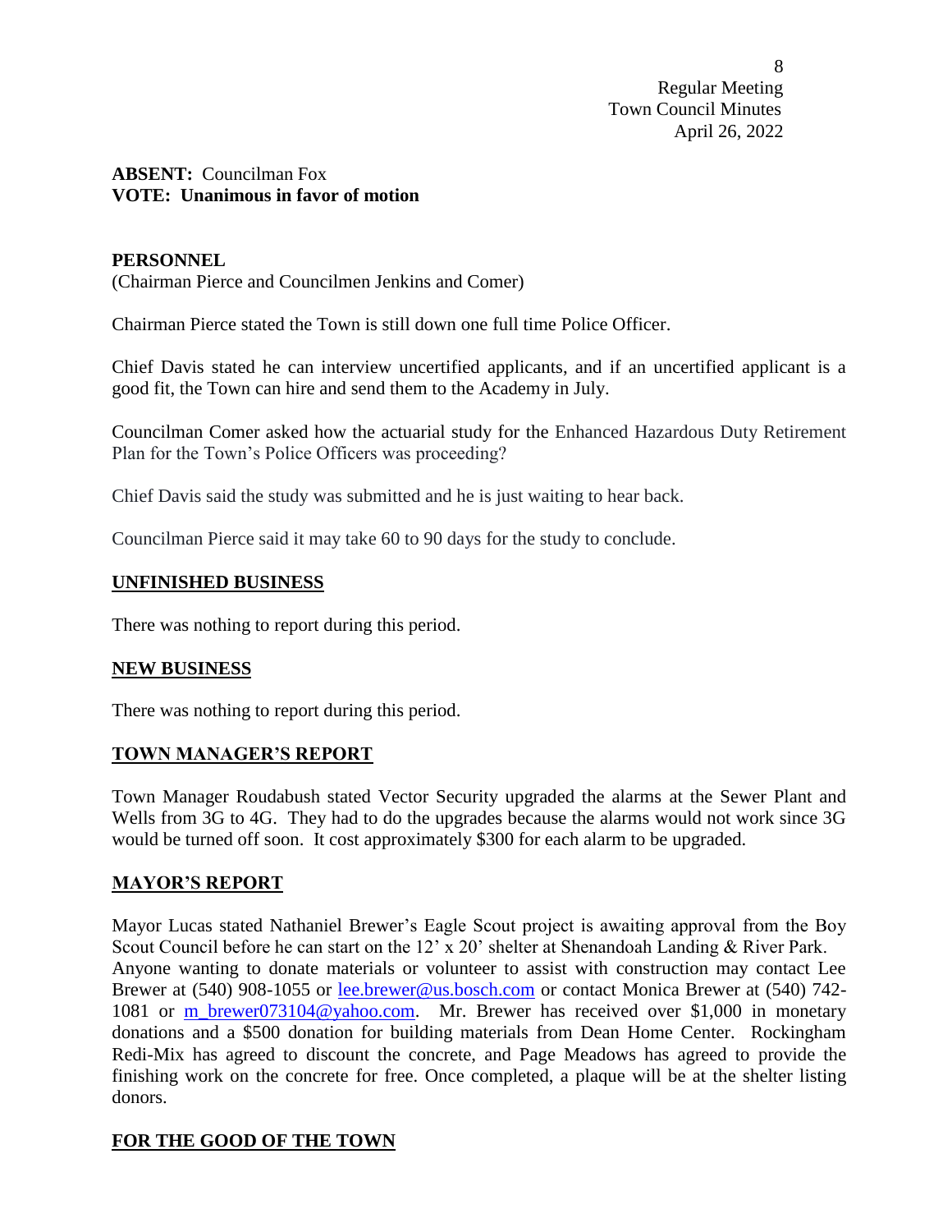**ABSENT:** Councilman Fox
**VOTE: Unanimous in favor of motion**

**PERSONNEL**
(Chairman Pierce and Councilmen Jenkins and Comer)

Chairman Pierce stated the Town is still down one full time Police Officer.

Chief Davis stated he can interview uncertified applicants, and if an uncertified applicant is a good fit, the Town can hire and send them to the Academy in July.

Councilman Comer asked how the actuarial study for the Enhanced Hazardous Duty Retirement Plan for the Town's Police Officers was proceeding?

Chief Davis said the study was submitted and he is just waiting to hear back.

Councilman Pierce said it may take 60 to 90 days for the study to conclude.

## UNFINISHED BUSINESS

There was nothing to report during this period.

## NEW BUSINESS

There was nothing to report during this period.

## TOWN MANAGER'S REPORT

Town Manager Roudabush stated Vector Security upgraded the alarms at the Sewer Plant and Wells from 3G to 4G. They had to do the upgrades because the alarms would not work since 3G would be turned off soon. It cost approximately $300 for each alarm to be upgraded.

## MAYOR'S REPORT

Mayor Lucas stated Nathaniel Brewer's Eagle Scout project is awaiting approval from the Boy Scout Council before he can start on the 12' x 20' shelter at Shenandoah Landing & River Park. Anyone wanting to donate materials or volunteer to assist with construction may contact Lee Brewer at (540) 908-1055 or lee.brewer@us.bosch.com or contact Monica Brewer at (540) 742-1081 or m_brewer073104@yahoo.com. Mr. Brewer has received over $1,000 in monetary donations and a $500 donation for building materials from Dean Home Center. Rockingham Redi-Mix has agreed to discount the concrete, and Page Meadows has agreed to provide the finishing work on the concrete for free. Once completed, a plaque will be at the shelter listing donors.

## FOR THE GOOD OF THE TOWN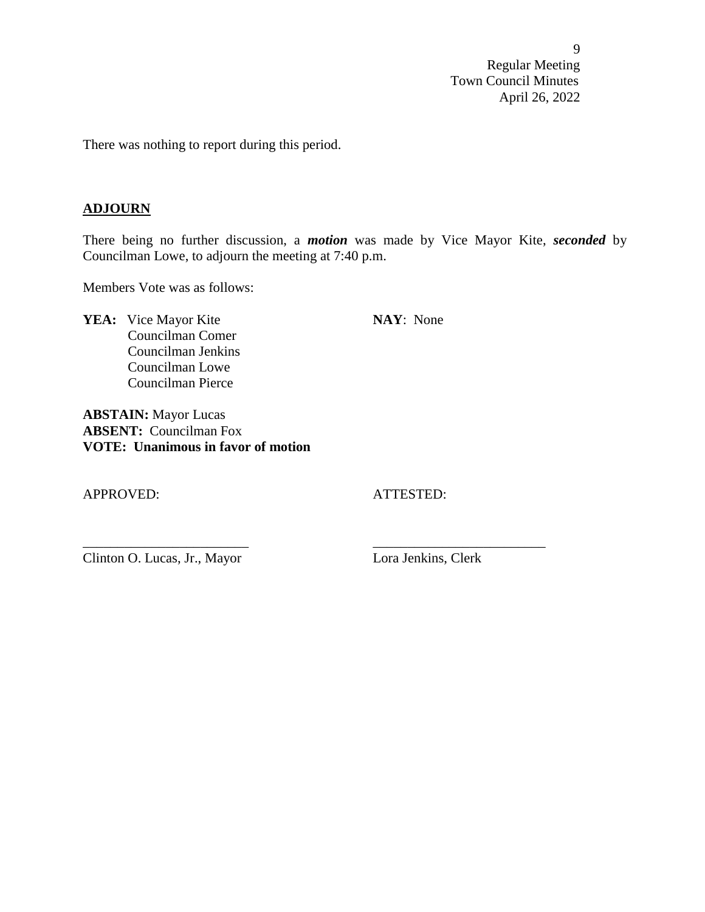There was nothing to report during this period.

## ADJOURN

There being no further discussion, a ***motion*** was made by Vice Mayor Kite, ***seconded*** by Councilman Lowe, to adjourn the meeting at 7:40 p.m.

Members Vote was as follows:

**YEA:** Vice Mayor Kite
Councilman Comer
Councilman Jenkins
Councilman Lowe
Councilman Pierce

**NAY**: None

**ABSTAIN:** Mayor Lucas
**ABSENT:** Councilman Fox
**VOTE: Unanimous in favor of motion**

APPROVED:

\_\_\_\_\_\_\_\_\_\_\_\_\_\_\_\_\_\_\_\_\_\_\_\_
Clinton O. Lucas, Jr., Mayor

ATTESTED:

\_\_\_\_\_\_\_\_\_\_\_\_\_\_\_\_\_\_\_\_\_\_\_\_
Lora Jenkins, Clerk